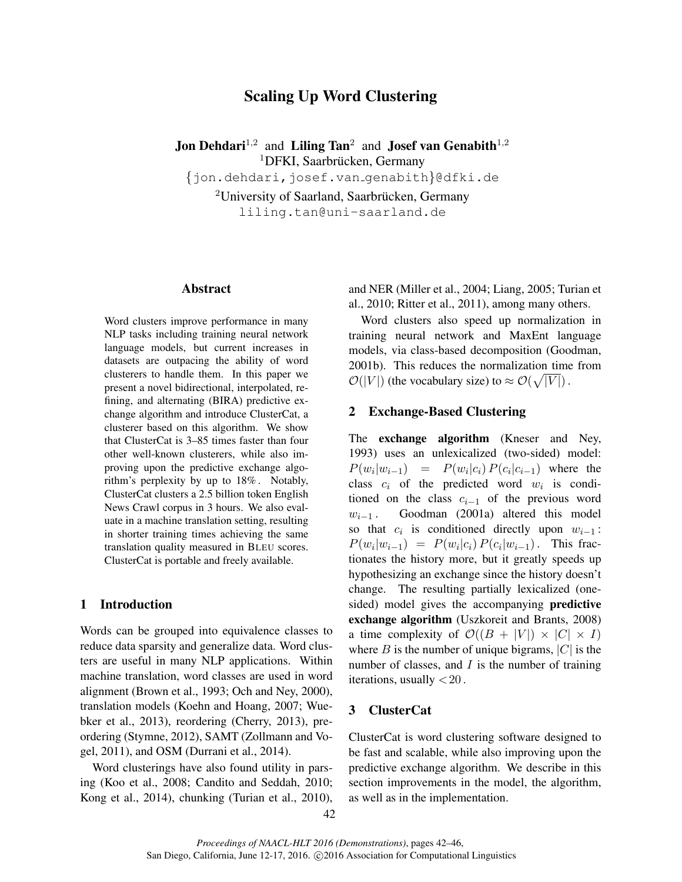# Scaling Up Word Clustering

**Jon Dehdari**[1,2] and **Liling Tan**[2] and **Josef van Genabith**[1,2]

[1]DFKI, Saarbrücken, Germany

{jon.dehdari,josef.van_genabith}@dfki.de

[2]University of Saarland, Saarbrücken, Germany

liling.tan@uni-saarland.de

## Abstract

Word clusters improve performance in many NLP tasks including training neural network language models, but current increases in datasets are outpacing the ability of word clusterers to handle them. In this paper we present a novel bidirectional, interpolated, refining, and alternating (BIRA) predictive exchange algorithm and introduce ClusterCat, a clusterer based on this algorithm. We show that ClusterCat is 3–85 times faster than four other well-known clusterers, while also improving upon the predictive exchange algorithm's perplexity by up to 18%. Notably, ClusterCat clusters a 2.5 billion token English News Crawl corpus in 3 hours. We also evaluate in a machine translation setting, resulting in shorter training times achieving the same translation quality measured in BLEU scores. ClusterCat is portable and freely available.

## 1 Introduction

Words can be grouped into equivalence classes to reduce data sparsity and generalize data. Word clusters are useful in many NLP applications. Within machine translation, word classes are used in word alignment (Brown et al., 1993; Och and Ney, 2000), translation models (Koehn and Hoang, 2007; Wuebker et al., 2013), reordering (Cherry, 2013), preordering (Stymne, 2012), SAMT (Zollmann and Vogel, 2011), and OSM (Durrani et al., 2014).

Word clusterings have also found utility in parsing (Koo et al., 2008; Candito and Seddah, 2010; Kong et al., 2014), chunking (Turian et al., 2010), and NER (Miller et al., 2004; Liang, 2005; Turian et al., 2010; Ritter et al., 2011), among many others.

Word clusters also speed up normalization in training neural network and MaxEnt language models, via class-based decomposition (Goodman, 2001b). This reduces the normalization time from $\mathcal{O}(|V|)$ (the vocabulary size) to $\approx \mathcal{O}(\sqrt{|V|})$.

## 2 Exchange-Based Clustering

The **exchange algorithm** (Kneser and Ney, 1993) uses an unlexicalized (two-sided) model: $P(w_i|w_{i-1}) = P(w_i|c_i)\,P(c_i|c_{i-1})$ where the class $c_i$ of the predicted word $w_i$ is conditioned on the class $c_{i-1}$ of the previous word $w_{i-1}$. Goodman (2001a) altered this model so that $c_i$ is conditioned directly upon $w_{i-1}$: $P(w_i|w_{i-1}) = P(w_i|c_i)\,P(c_i|w_{i-1})$. This fractionates the history more, but it greatly speeds up hypothesizing an exchange since the history doesn't change. The resulting partially lexicalized (one-sided) model gives the accompanying **predictive exchange algorithm** (Uszkoreit and Brants, 2008) a time complexity of $\mathcal{O}((B + |V|) \times |C| \times I)$ where $B$ is the number of unique bigrams, $|C|$ is the number of classes, and $I$ is the number of training iterations, usually $< 20$.

## 3 ClusterCat

ClusterCat is word clustering software designed to be fast and scalable, while also improving upon the predictive exchange algorithm. We describe in this section improvements in the model, the algorithm, as well as in the implementation.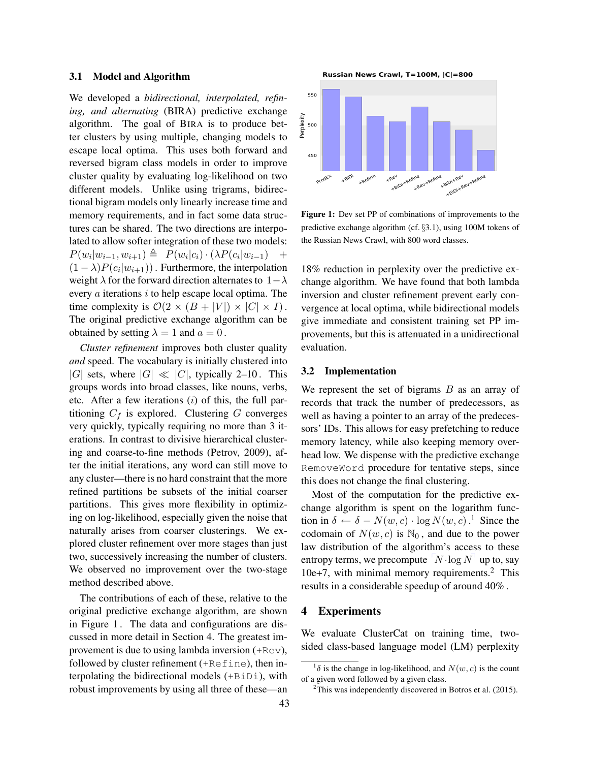### 3.1 Model and Algorithm

We developed a *bidirectional, interpolated, refining, and alternating* (BIRA) predictive exchange algorithm. The goal of BIRA is to produce better clusters by using multiple, changing models to escape local optima. This uses both forward and reversed bigram class models in order to improve cluster quality by evaluating log-likelihood on two different models. Unlike using trigrams, bidirectional bigram models only linearly increase time and memory requirements, and in fact some data structures can be shared. The two directions are interpolated to allow softer integration of these two models: $P(w_i|w_{i-1}, w_{i+1}) \triangleq P(w_i|c_i) \cdot (\lambda P(c_i|w_{i-1}) + (1-\lambda) P(c_i|w_{i+1}))$ . Furthermore, the interpolation weight $\lambda$ for the forward direction alternates to $1-\lambda$ every $a$ iterations $i$ to help escape local optima. The time complexity is $\mathcal{O}(2 \times (B + |V|) \times |C| \times I)$ . The original predictive exchange algorithm can be obtained by setting $\lambda = 1$ and $a = 0$ .

*Cluster refinement* improves both cluster quality *and* speed. The vocabulary is initially clustered into $|G|$ sets, where $|G| \ll |C|$, typically 2–10. This groups words into broad classes, like nouns, verbs, etc. After a few iterations ($i$) of this, the full partitioning $C_f$ is explored. Clustering $G$ converges very quickly, typically requiring no more than 3 iterations. In contrast to divisive hierarchical clustering and coarse-to-fine methods (Petrov, 2009), after the initial iterations, any word can still move to any cluster—there is no hard constraint that the more refined partitions be subsets of the initial coarser partitions. This gives more flexibility in optimizing on log-likelihood, especially given the noise that naturally arises from coarser clusterings. We explored cluster refinement over more stages than just two, successively increasing the number of clusters. We observed no improvement over the two-stage method described above.

The contributions of each of these, relative to the original predictive exchange algorithm, are shown in Figure 1 . The data and configurations are discussed in more detail in Section 4. The greatest improvement is due to using lambda inversion (`+Rev`), followed by cluster refinement (`+Refine`), then interpolating the bidirectional models (`+BiDi`), with robust improvements by using all three of these—an 18% reduction in perplexity over the predictive exchange algorithm. We have found that both lambda inversion and cluster refinement prevent early convergence at local optima, while bidirectional models give immediate and consistent training set PP improvements, but this is attenuated in a unidirectional evaluation.

Figure 1: Dev set PP of combinations of improvements to the predictive exchange algorithm (cf. §3.1), using 100M tokens of the Russian News Crawl, with 800 word classes.

### 3.2 Implementation

We represent the set of bigrams $B$ as an array of records that track the number of predecessors, as well as having a pointer to an array of the predecessors' IDs. This allows for easy prefetching to reduce memory latency, while also keeping memory overhead low. We dispense with the predictive exchange `RemoveWord` procedure for tentative steps, since this does not change the final clustering.

Most of the computation for the predictive exchange algorithm is spent on the logarithm function in $\delta \leftarrow \delta - N(w,c) \cdot \log N(w,c)$ .[1] Since the codomain of $N(w,c)$ is $\mathbb{N}_0$ , and due to the power law distribution of the algorithm's access to these entropy terms, we precompute $N \cdot \log N$ up to, say 10e+7, with minimal memory requirements.[2] This results in a considerable speedup of around 40% .

## 4 Experiments

We evaluate ClusterCat on training time, two-sided class-based language model (LM) perplexity

[1] $\delta$ is the change in log-likelihood, and $N(w,c)$ is the count of a given word followed by a given class.

[2] This was independently discovered in Botros et al. (2015).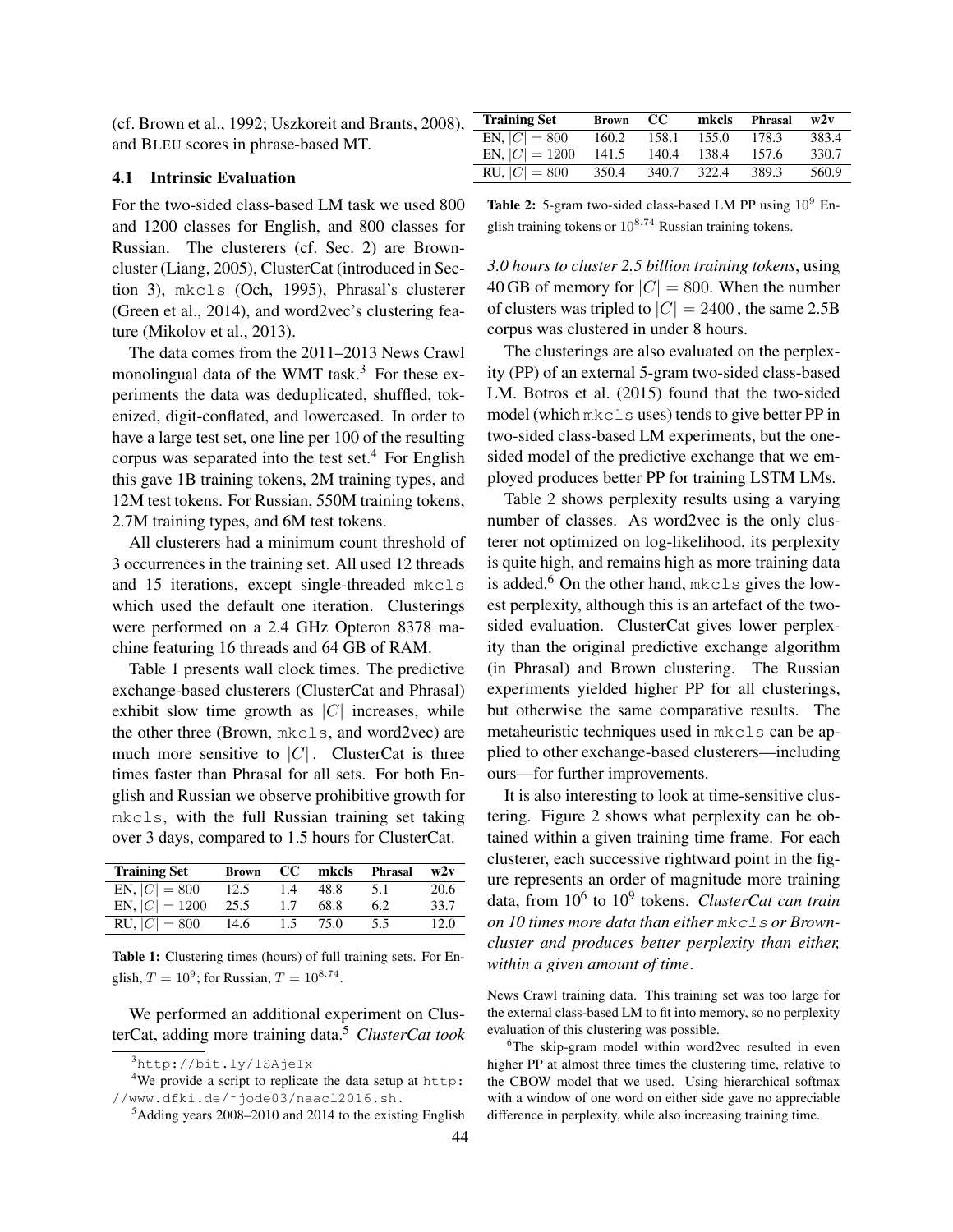(cf. Brown et al., 1992; Uszkoreit and Brants, 2008), and BLEU scores in phrase-based MT.

### 4.1 Intrinsic Evaluation

For the two-sided class-based LM task we used 800 and 1200 classes for English, and 800 classes for Russian. The clusterers (cf. Sec. 2) are Brown-cluster (Liang, 2005), ClusterCat (introduced in Section 3), `mkcls` (Och, 1995), Phrasal's clusterer (Green et al., 2014), and word2vec's clustering feature (Mikolov et al., 2013).

The data comes from the 2011–2013 News Crawl monolingual data of the WMT task.[3] For these experiments the data was deduplicated, shuffled, tokenized, digit-conflated, and lowercased. In order to have a large test set, one line per 100 of the resulting corpus was separated into the test set.[4] For English this gave 1B training tokens, 2M training types, and 12M test tokens. For Russian, 550M training tokens, 2.7M training types, and 6M test tokens.

All clusterers had a minimum count threshold of 3 occurrences in the training set. All used 12 threads and 15 iterations, except single-threaded `mkcls` which used the default one iteration. Clusterings were performed on a 2.4 GHz Opteron 8378 machine featuring 16 threads and 64 GB of RAM.

Table 1 presents wall clock times. The predictive exchange-based clusterers (ClusterCat and Phrasal) exhibit slow time growth as $|C|$ increases, while the other three (Brown, `mkcls`, and word2vec) are much more sensitive to $|C|$. ClusterCat is three times faster than Phrasal for all sets. For both English and Russian we observe prohibitive growth for `mkcls`, with the full Russian training set taking over 3 days, compared to 1.5 hours for ClusterCat.

| Training Set | Brown | CC | mkcls | Phrasal | w2v |
|---|---|---|---|---|---|
| EN, $\|C\| = 800$ | 12.5 | 1.4 | 48.8 | 5.1 | 20.6 |
| EN, $\|C\| = 1200$ | 25.5 | 1.7 | 68.8 | 6.2 | 33.7 |
| RU, $\|C\| = 800$ | 14.6 | 1.5 | 75.0 | 5.5 | 12.0 |

**Table 1:** Clustering times (hours) of full training sets. For English, $T = 10^9$; for Russian, $T = 10^{8.74}$.

We performed an additional experiment on ClusterCat, adding more training data.[5] *ClusterCat took 3.0 hours to cluster 2.5 billion training tokens*, using 40 GB of memory for $|C| = 800$. When the number of clusters was tripled to $|C| = 2400$, the same 2.5B corpus was clustered in under 8 hours.

| Training Set | Brown | CC | mkcls | Phrasal | w2v |
|---|---|---|---|---|---|
| EN, $\|C\| = 800$ | 160.2 | 158.1 | 155.0 | 178.3 | 383.4 |
| EN, $\|C\| = 1200$ | 141.5 | 140.4 | 138.4 | 157.6 | 330.7 |
| RU, $\|C\| = 800$ | 350.4 | 340.7 | 322.4 | 389.3 | 560.9 |

**Table 2:** 5-gram two-sided class-based LM PP using $10^9$ English training tokens or $10^{8.74}$ Russian training tokens.

The clusterings are also evaluated on the perplexity (PP) of an external 5-gram two-sided class-based LM. Botros et al. (2015) found that the two-sided model (which `mkcls` uses) tends to give better PP in two-sided class-based LM experiments, but the one-sided model of the predictive exchange that we employed produces better PP for training LSTM LMs.

Table 2 shows perplexity results using a varying number of classes. As word2vec is the only clusterer not optimized on log-likelihood, its perplexity is quite high, and remains high as more training data is added.[6] On the other hand, `mkcls` gives the lowest perplexity, although this is an artefact of the two-sided evaluation. ClusterCat gives lower perplexity than the original predictive exchange algorithm (in Phrasal) and Brown clustering. The Russian experiments yielded higher PP for all clusterings, but otherwise the same comparative results. The metaheuristic techniques used in `mkcls` can be applied to other exchange-based clusterers—including ours—for further improvements.

It is also interesting to look at time-sensitive clustering. Figure 2 shows what perplexity can be obtained within a given training time frame. For each clusterer, each successive rightward point in the figure represents an order of magnitude more training data, from $10^6$ to $10^9$ tokens. *ClusterCat can train on 10 times more data than either `mkcls` or Brown-cluster and produces better perplexity than either, within a given amount of time*.

[3] http://bit.ly/1SAjeIx

[4] We provide a script to replicate the data setup at http://www.dfki.de/~jode03/naacl2016.sh.

[5] Adding years 2008–2010 and 2014 to the existing English News Crawl training data. This training set was too large for the external class-based LM to fit into memory, so no perplexity evaluation of this clustering was possible.

[6] The skip-gram model within word2vec resulted in even higher PP at almost three times the clustering time, relative to the CBOW model that we used. Using hierarchical softmax with a window of one word on either side gave no appreciable difference in perplexity, while also increasing training time.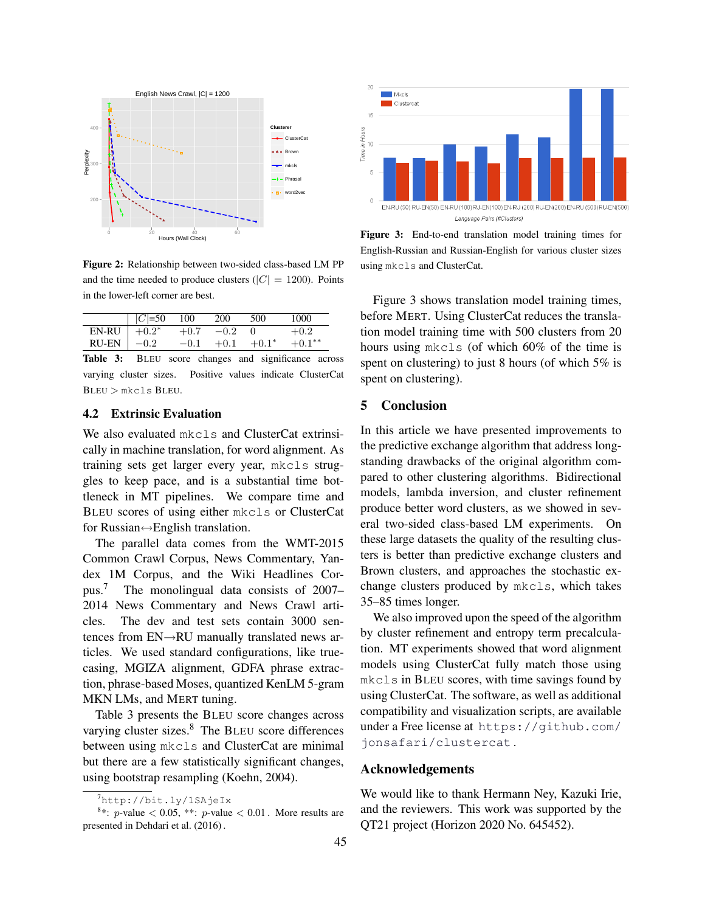Figure 2: Relationship between two-sided class-based LM PP and the time needed to produce clusters ($|C| = 1200$). Points in the lower-left corner are best.

| | $\|C\|$=50 | 100 | 200 | 500 | 1000 |
|---|---|---|---|---|---|
| EN-RU | $+0.2^{*}$ | $+0.7$ | $-0.2$ | 0 | $+0.2$ |
| RU-EN | $-0.2$ | $-0.1$ | $+0.1$ | $+0.1^{*}$ | $+0.1^{**}$ |

**Table 3:** BLEU score changes and significance across varying cluster sizes. Positive values indicate ClusterCat BLEU > mkcls BLEU.

### 4.2 Extrinsic Evaluation

We also evaluated mkcls and ClusterCat extrinsically in machine translation, for word alignment. As training sets get larger every year, mkcls struggles to keep pace, and is a substantial time bottleneck in MT pipelines. We compare time and BLEU scores of using either mkcls or ClusterCat for Russian↔English translation.

The parallel data comes from the WMT-2015 Common Crawl Corpus, News Commentary, Yandex 1M Corpus, and the Wiki Headlines Corpus.[7] The monolingual data consists of 2007–2014 News Commentary and News Crawl articles. The dev and test sets contain 3000 sentences from EN→RU manually translated news articles. We used standard configurations, like truecasing, MGIZA alignment, GDFA phrase extraction, phrase-based Moses, quantized KenLM 5-gram MKN LMs, and MERT tuning.

Table 3 presents the BLEU score changes across varying cluster sizes.[8] The BLEU score differences between using mkcls and ClusterCat are minimal but there are a few statistically significant changes, using bootstrap resampling (Koehn, 2004).

[7] http://bit.ly/1SAjeIx

[8] *: $p$-value $< 0.05$, **: $p$-value $< 0.01$. More results are presented in Dehdari et al. (2016).

**Figure 3:** End-to-end translation model training times for English-Russian and Russian-English for various cluster sizes using mkcls and ClusterCat.

Figure 3 shows translation model training times, before MERT. Using ClusterCat reduces the translation model training time with 500 clusters from 20 hours using mkcls (of which 60% of the time is spent on clustering) to just 8 hours (of which 5% is spent on clustering).

## 5 Conclusion

In this article we have presented improvements to the predictive exchange algorithm that address long-standing drawbacks of the original algorithm compared to other clustering algorithms. Bidirectional models, lambda inversion, and cluster refinement produce better word clusters, as we showed in several two-sided class-based LM experiments. On these large datasets the quality of the resulting clusters is better than predictive exchange clusters and Brown clusters, and approaches the stochastic exchange clusters produced by mkcls, which takes 35–85 times longer.

We also improved upon the speed of the algorithm by cluster refinement and entropy term precalculation. MT experiments showed that word alignment models using ClusterCat fully match those using mkcls in BLEU scores, with time savings found by using ClusterCat. The software, as well as additional compatibility and visualization scripts, are available under a Free license at https://github.com/jonsafari/clustercat.

## Acknowledgements

We would like to thank Hermann Ney, Kazuki Irie, and the reviewers. This work was supported by the QT21 project (Horizon 2020 No. 645452).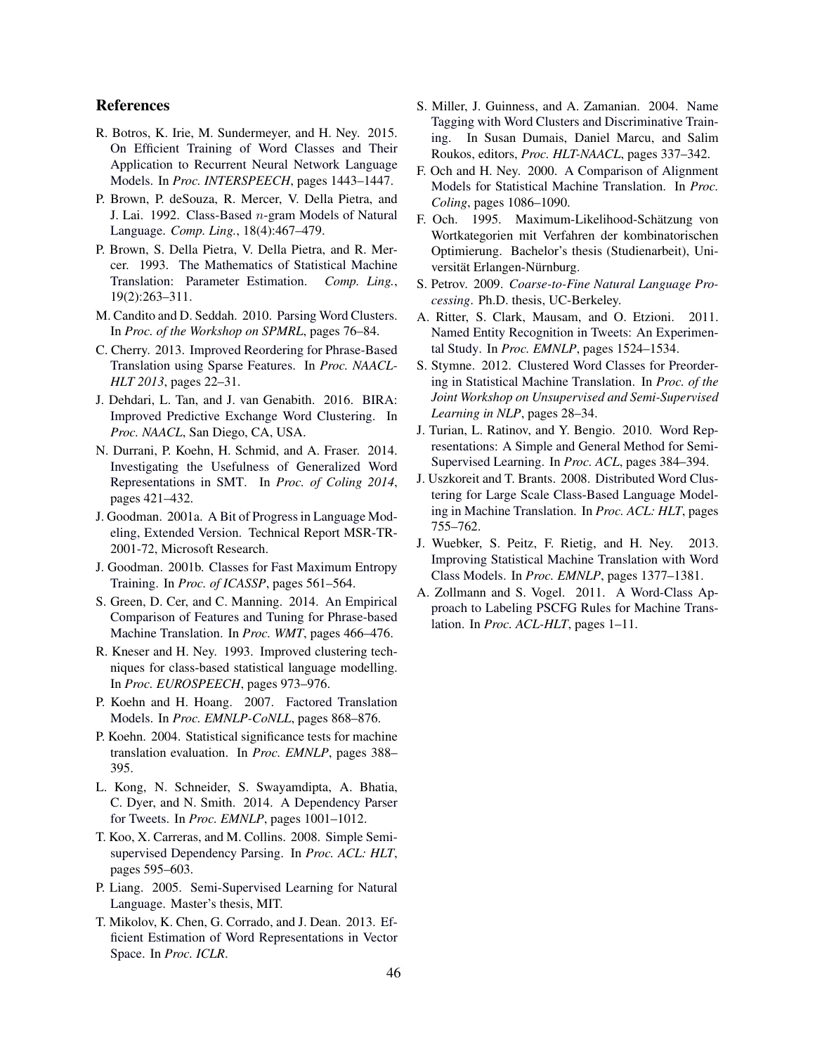## References

R. Botros, K. Irie, M. Sundermeyer, and H. Ney. 2015. On Efficient Training of Word Classes and Their Application to Recurrent Neural Network Language Models. In *Proc. INTERSPEECH*, pages 1443–1447.

P. Brown, P. deSouza, R. Mercer, V. Della Pietra, and J. Lai. 1992. Class-Based $n$-gram Models of Natural Language. *Comp. Ling.*, 18(4):467–479.

P. Brown, S. Della Pietra, V. Della Pietra, and R. Mercer. 1993. The Mathematics of Statistical Machine Translation: Parameter Estimation. *Comp. Ling.*, 19(2):263–311.

M. Candito and D. Seddah. 2010. Parsing Word Clusters. In *Proc. of the Workshop on SPMRL*, pages 76–84.

C. Cherry. 2013. Improved Reordering for Phrase-Based Translation using Sparse Features. In *Proc. NAACL-HLT 2013*, pages 22–31.

J. Dehdari, L. Tan, and J. van Genabith. 2016. BIRA: Improved Predictive Exchange Word Clustering. In *Proc. NAACL*, San Diego, CA, USA.

N. Durrani, P. Koehn, H. Schmid, and A. Fraser. 2014. Investigating the Usefulness of Generalized Word Representations in SMT. In *Proc. of Coling 2014*, pages 421–432.

J. Goodman. 2001a. A Bit of Progress in Language Modeling, Extended Version. Technical Report MSR-TR-2001-72, Microsoft Research.

J. Goodman. 2001b. Classes for Fast Maximum Entropy Training. In *Proc. of ICASSP*, pages 561–564.

S. Green, D. Cer, and C. Manning. 2014. An Empirical Comparison of Features and Tuning for Phrase-based Machine Translation. In *Proc. WMT*, pages 466–476.

R. Kneser and H. Ney. 1993. Improved clustering techniques for class-based statistical language modelling. In *Proc. EUROSPEECH*, pages 973–976.

P. Koehn and H. Hoang. 2007. Factored Translation Models. In *Proc. EMNLP-CoNLL*, pages 868–876.

P. Koehn. 2004. Statistical significance tests for machine translation evaluation. In *Proc. EMNLP*, pages 388–395.

L. Kong, N. Schneider, S. Swayamdipta, A. Bhatia, C. Dyer, and N. Smith. 2014. A Dependency Parser for Tweets. In *Proc. EMNLP*, pages 1001–1012.

T. Koo, X. Carreras, and M. Collins. 2008. Simple Semi-supervised Dependency Parsing. In *Proc. ACL: HT*, pages 595–603.

P. Liang. 2005. Semi-Supervised Learning for Natural Language. Master's thesis, MIT.

T. Mikolov, K. Chen, G. Corrado, and J. Dean. 2013. Efficient Estimation of Word Representations in Vector Space. In *Proc. ICLR*.

S. Miller, J. Guinness, and A. Zamanian. 2004. Name Tagging with Word Clusters and Discriminative Training. In Susan Dumais, Daniel Marcu, and Salim Roukos, editors, *Proc. HLT-NAACL*, pages 337–342.

F. Och and H. Ney. 2000. A Comparison of Alignment Models for Statistical Machine Translation. In *Proc. Coling*, pages 1086–1090.

F. Och. 1995. Maximum-Likelihood-Schätzung von Wortkategorien mit Verfahren der kombinatorischen Optimierung. Bachelor's thesis (Studienarbeit), Universität Erlangen-Nürnburg.

S. Petrov. 2009. *Coarse-to-Fine Natural Language Processing*. Ph.D. thesis, UC-Berkeley.

A. Ritter, S. Clark, Mausam, and O. Etzioni. 2011. Named Entity Recognition in Tweets: An Experimental Study. In *Proc. EMNLP*, pages 1524–1534.

S. Stymne. 2012. Clustered Word Classes for Preordering in Statistical Machine Translation. In *Proc. of the Joint Workshop on Unsupervised and Semi-Supervised Learning in NLP*, pages 28–34.

J. Turian, L. Ratinov, and Y. Bengio. 2010. Word Representations: A Simple and General Method for Semi-Supervised Learning. In *Proc. ACL*, pages 384–394.

J. Uszkoreit and T. Brants. 2008. Distributed Word Clustering for Large Scale Class-Based Language Modeling in Machine Translation. In *Proc. ACL: HLT*, pages 755–762.

J. Wuebker, S. Peitz, F. Rietig, and H. Ney. 2013. Improving Statistical Machine Translation with Word Class Models. In *Proc. EMNLP*, pages 1377–1381.

A. Zollmann and S. Vogel. 2011. A Word-Class Approach to Labeling PSCFG Rules for Machine Translation. In *Proc. ACL-HLT*, pages 1–11.